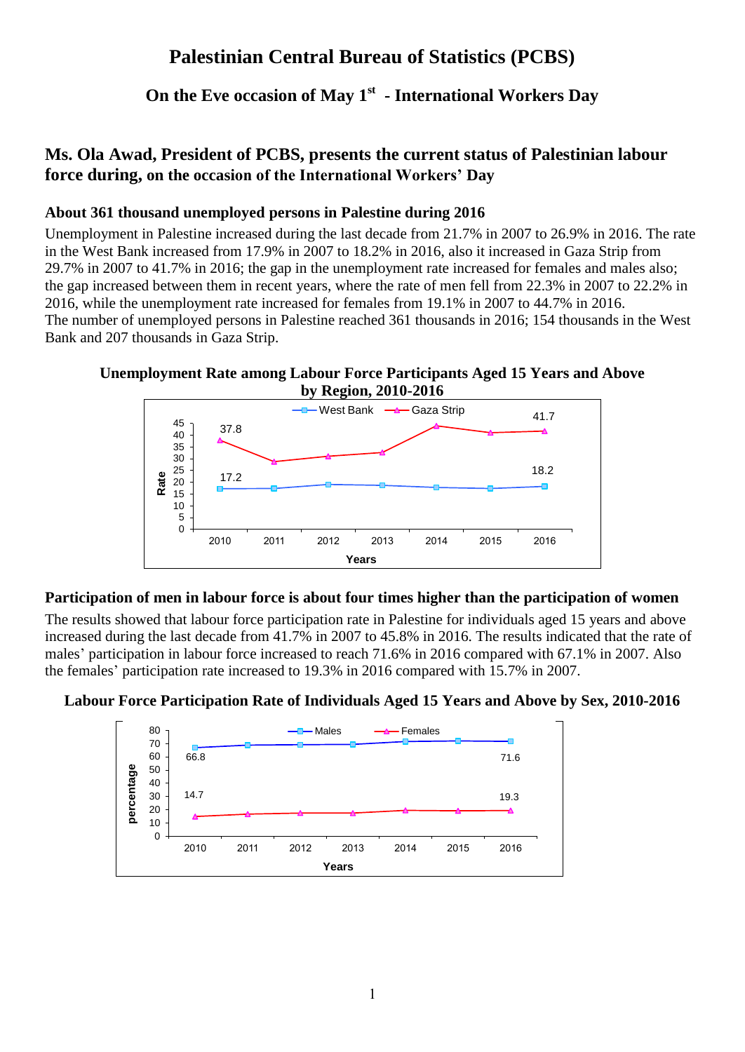# Palestinian Central Bureau of Statistics (PCBS)

## On the Eve occasion of May 1st - International Workers Day

### Ms. Ola Awad, President of PCBS, presents the current status of Palestinian labour force during, on the occasion of the International Workers' Day

**About 361 thousand unemployed persons in Palestine during 2016**

Unemployment in Palestine increased during the last decade from 21.7% in 2007 to 26.9% in 2016. The rate in the West Bank increased from 17.9% in 2007 to 18.2% in 2016, also it increased in Gaza Strip from 29.7% in 2007 to 41.7% in 2016; the gap in the unemployment rate increased for females and males also; the gap increased between them in recent years, where the rate of men fell from 22.3% in 2007 to 22.2% in 2016, while the unemployment rate increased for females from 19.1% in 2007 to 44.7% in 2016.
The number of unemployed persons in Palestine reached 361 thousands in 2016; 154 thousands in the West Bank and 207 thousands in Gaza Strip.

**Unemployment Rate among Labour Force Participants Aged 15 Years and Above by Region, 2010-2016**

**Participation of men in labour force is about four times higher than the participation of women**

The results showed that labour force participation rate in Palestine for individuals aged 15 years and above increased during the last decade from 41.7% in 2007 to 45.8% in 2016. The results indicated that the rate of males' participation in labour force increased to reach 71.6% in 2016 compared with 67.1% in 2007. Also the females' participation rate increased to 19.3% in 2016 compared with 15.7% in 2007.

**Labour Force Participation Rate of Individuals Aged 15 Years and Above by Sex, 2010-2016**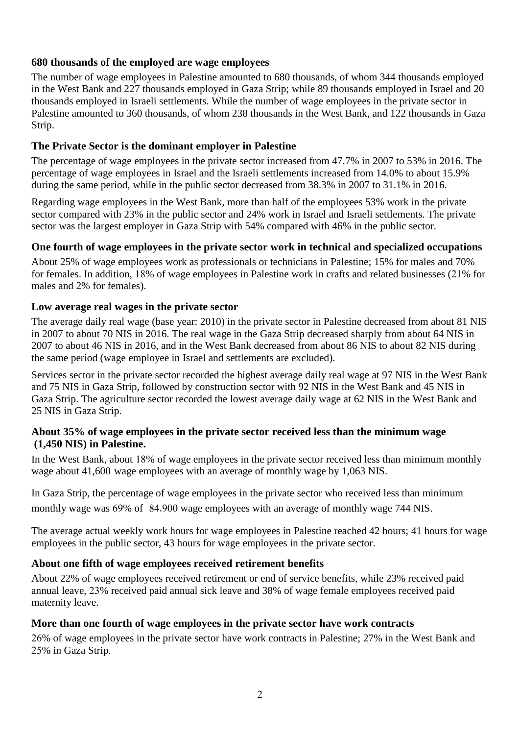### 680 thousands of the employed are wage employees

The number of wage employees in Palestine amounted to 680 thousands, of whom 344 thousands employed in the West Bank and 227 thousands employed in Gaza Strip; while 89 thousands employed in Israel and 20 thousands employed in Israeli settlements. While the number of wage employees in the private sector in Palestine amounted to 360 thousands, of whom 238 thousands in the West Bank, and 122 thousands in Gaza Strip.

### The Private Sector is the dominant employer in Palestine

The percentage of wage employees in the private sector increased from 47.7% in 2007 to 53% in 2016. The percentage of wage employees in Israel and the Israeli settlements increased from 14.0% to about 15.9% during the same period, while in the public sector decreased from 38.3% in 2007 to 31.1% in 2016.

Regarding wage employees in the West Bank, more than half of the employees 53% work in the private sector compared with 23% in the public sector and 24% work in Israel and Israeli settlements. The private sector was the largest employer in Gaza Strip with 54% compared with 46% in the public sector.

### One fourth of wage employees in the private sector work in technical and specialized occupations

About 25% of wage employees work as professionals or technicians in Palestine; 15% for males and 70% for females. In addition, 18% of wage employees in Palestine work in crafts and related businesses (21% for males and 2% for females).

### Low average real wages in the private sector

The average daily real wage (base year: 2010) in the private sector in Palestine decreased from about 81 NIS in 2007 to about 70 NIS in 2016. The real wage in the Gaza Strip decreased sharply from about 64 NIS in 2007 to about 46 NIS in 2016, and in the West Bank decreased from about 86 NIS to about 82 NIS during the same period (wage employee in Israel and settlements are excluded).

Services sector in the private sector recorded the highest average daily real wage at 97 NIS in the West Bank and 75 NIS in Gaza Strip, followed by construction sector with 92 NIS in the West Bank and 45 NIS in Gaza Strip. The agriculture sector recorded the lowest average daily wage at 62 NIS in the West Bank and 25 NIS in Gaza Strip.

### About 35% of wage employees in the private sector received less than the minimum wage (1,450 NIS) in Palestine.

In the West Bank, about 18% of wage employees in the private sector received less than minimum monthly wage about 41,600 wage employees with an average of monthly wage by 1,063 NIS.

In Gaza Strip, the percentage of wage employees in the private sector who received less than minimum monthly wage was 69% of 84,900 wage employees with an average of monthly wage 744 NIS.

The average actual weekly work hours for wage employees in Palestine reached 42 hours; 41 hours for wage employees in the public sector, 43 hours for wage employees in the private sector.

### About one fifth of wage employees received retirement benefits

About 22% of wage employees received retirement or end of service benefits, while 23% received paid annual leave, 23% received paid annual sick leave and 38% of wage female employees received paid maternity leave.

### More than one fourth of wage employees in the private sector have work contracts

26% of wage employees in the private sector have work contracts in Palestine; 27% in the West Bank and 25% in Gaza Strip.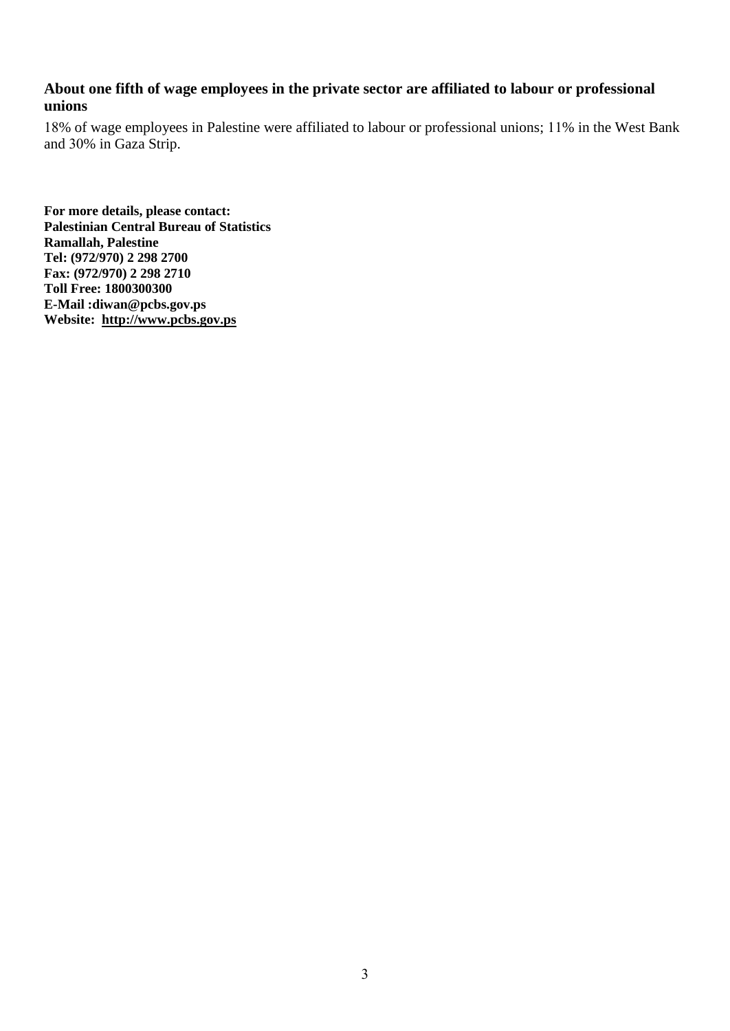### About one fifth of wage employees in the private sector are affiliated to labour or professional unions

18% of wage employees in Palestine were affiliated to labour or professional unions; 11% in the West Bank and 30% in Gaza Strip.

**For more details, please contact:**
**Palestinian Central Bureau of Statistics**
**Ramallah, Palestine**
**Tel: (972/970) 2 298 2700**
**Fax: (972/970) 2 298 2710**
**Toll Free: 1800300300**
**E-Mail :diwan@pcbs.gov.ps**
**Website: http://www.pcbs.gov.ps**